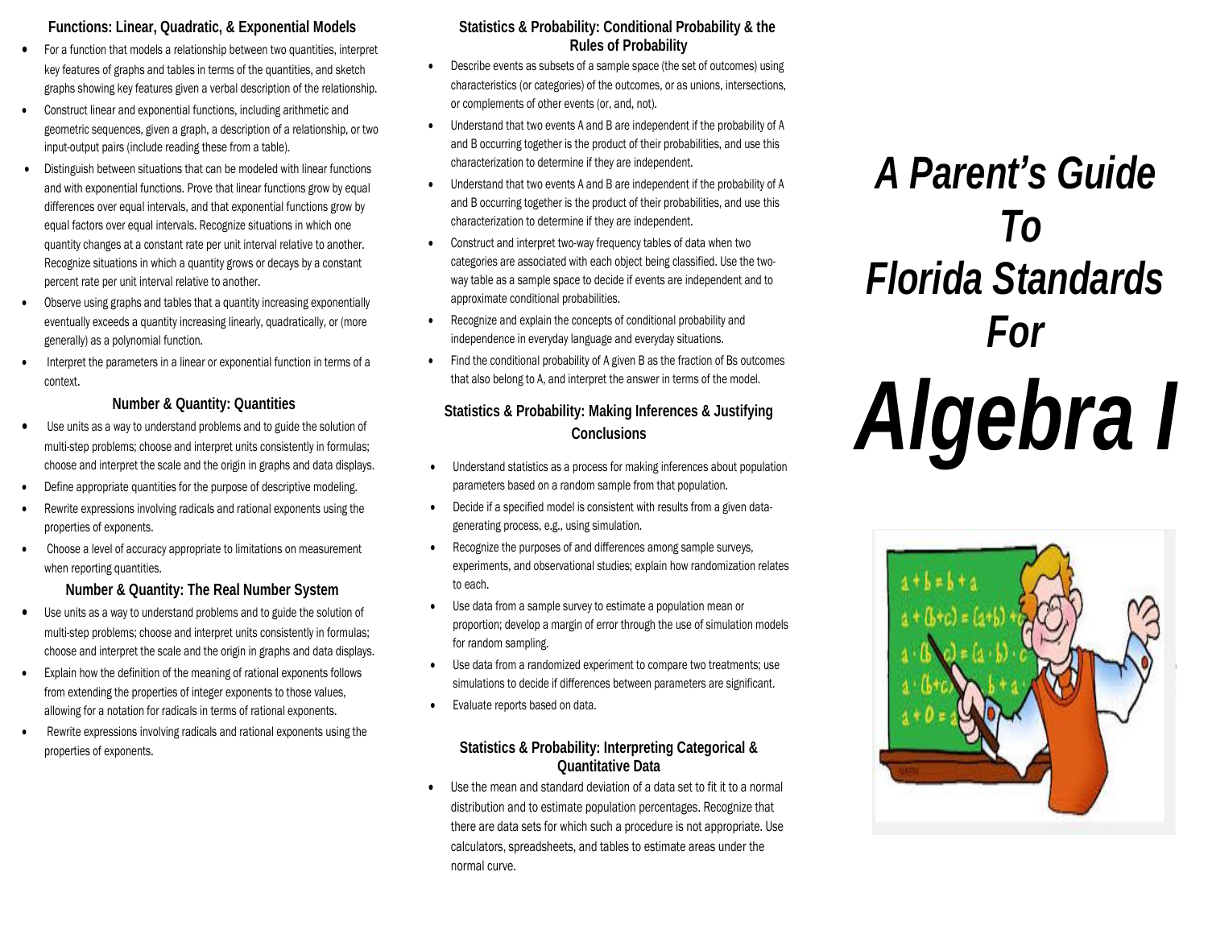### Functions: Linear, Quadratic, & Exponential Models

- For a function that models a relationship between two quantities, interpret key features of graphs and tables in terms of the quantities, and sketch graphs showing key features given a verbal description of the relationship.
- Construct linear and exponential functions, including arithmetic and geometric sequences, given a graph, a description of a relationship, or two input-output pairs (include reading these from a table).
- Distinguish between situations that can be modeled with linear functions and with exponential functions. Prove that linear functions grow by equal differences over equal intervals, and that exponential functions grow by equal factors over equal intervals. Recognize situations in which one quantity changes at a constant rate per unit interval relative to another. Recognize situations in which a quantity grows or decays by a constant percent rate per unit interval relative to another.
- Observe using graphs and tables that a quantity increasing exponentially eventually exceeds a quantity increasing linearly, quadratically, or (more generally) as a polynomial function.
- Interpret the parameters in a linear or exponential function in terms of a context.

### Number & Quantity: Quantities

- Use units as a way to understand problems and to guide the solution of multi-step problems; choose and interpret units consistently in formulas; choose and interpret the scale and the origin in graphs and data displays.
- Define appropriate quantities for the purpose of descriptive modeling.
- Rewrite expressions involving radicals and rational exponents using the properties of exponents.
- Choose a level of accuracy appropriate to limitations on measurement when reporting quantities.

### Number & Quantity: The Real Number System

- Use units as a way to understand problems and to guide the solution of multi-step problems; choose and interpret units consistently in formulas; choose and interpret the scale and the origin in graphs and data displays.
- Explain how the definition of the meaning of rational exponents follows from extending the properties of integer exponents to those values, allowing for a notation for radicals in terms of rational exponents.
- Rewrite expressions involving radicals and rational exponents using the properties of exponents.

### Statistics & Probability: Conditional Probability & the Rules of Probability

- Describe events as subsets of a sample space (the set of outcomes) using characteristics (or categories) of the outcomes, or as unions, intersections, or complements of other events (or, and, not).
- Understand that two events A and B are independent if the probability of A and B occurring together is the product of their probabilities, and use this characterization to determine if they are independent.
- Understand that two events A and B are independent if the probability of A and B occurring together is the product of their probabilities, and use this characterization to determine if they are independent.
- Construct and interpret two-way frequency tables of data when two categories are associated with each object being classified. Use the two-way table as a sample space to decide if events are independent and to approximate conditional probabilities.
- Recognize and explain the concepts of conditional probability and independence in everyday language and everyday situations.
- Find the conditional probability of A given B as the fraction of Bs outcomes that also belong to A, and interpret the answer in terms of the model.

### Statistics & Probability: Making Inferences & Justifying Conclusions

- Understand statistics as a process for making inferences about population parameters based on a random sample from that population.
- Decide if a specified model is consistent with results from a given data-generating process, e.g., using simulation.
- Recognize the purposes of and differences among sample surveys, experiments, and observational studies; explain how randomization relates to each.
- Use data from a sample survey to estimate a population mean or proportion; develop a margin of error through the use of simulation models for random sampling.
- Use data from a randomized experiment to compare two treatments; use simulations to decide if differences between parameters are significant.
- Evaluate reports based on data.

### Statistics & Probability: Interpreting Categorical & Quantitative Data

- Use the mean and standard deviation of a data set to fit it to a normal distribution and to estimate population percentages. Recognize that there are data sets for which such a procedure is not appropriate. Use calculators, spreadsheets, and tables to estimate areas under the normal curve.

# *A Parent's Guide To Florida Standards For*

# *Algebra I*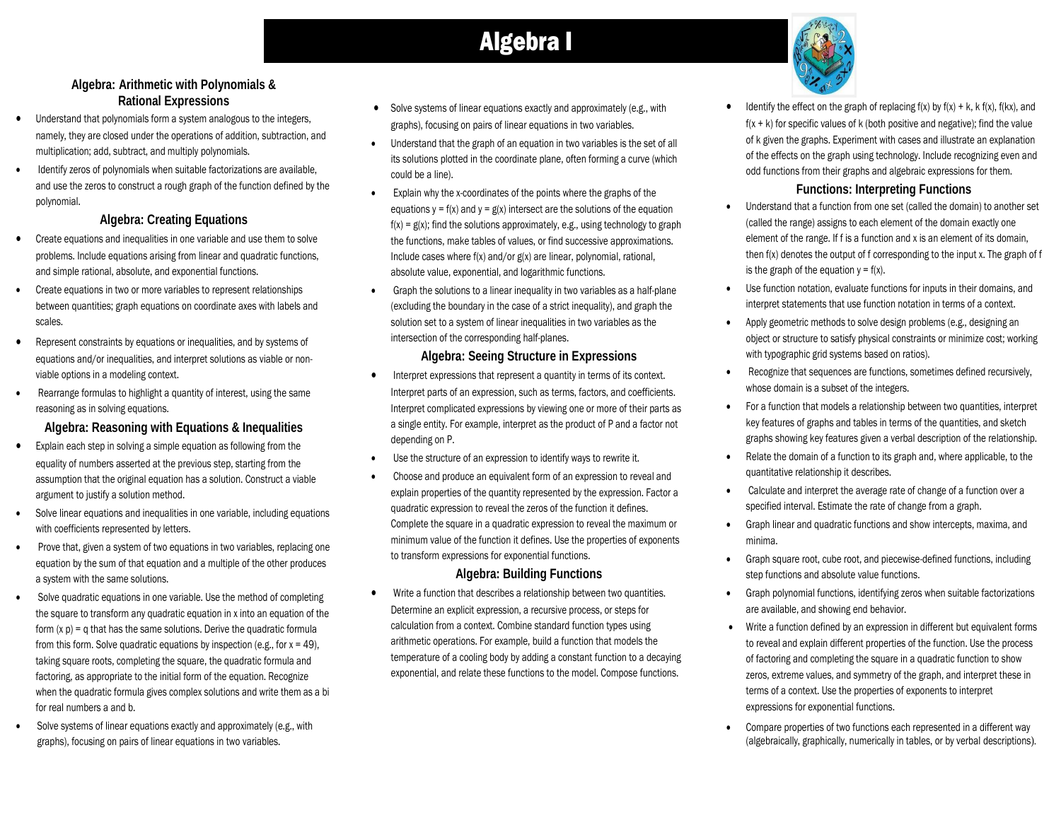# Algebra I

### Algebra: Arithmetic with Polynomials & Rational Expressions

- Understand that polynomials form a system analogous to the integers, namely, they are closed under the operations of addition, subtraction, and multiplication; add, subtract, and multiply polynomials.
- Identify zeros of polynomials when suitable factorizations are available, and use the zeros to construct a rough graph of the function defined by the polynomial.

### Algebra: Creating Equations

- Create equations and inequalities in one variable and use them to solve problems. Include equations arising from linear and quadratic functions, and simple rational, absolute, and exponential functions.
- Create equations in two or more variables to represent relationships between quantities; graph equations on coordinate axes with labels and scales.
- Represent constraints by equations or inequalities, and by systems of equations and/or inequalities, and interpret solutions as viable or non-viable options in a modeling context.
- Rearrange formulas to highlight a quantity of interest, using the same reasoning as in solving equations.

### Algebra: Reasoning with Equations & Inequalities

- Explain each step in solving a simple equation as following from the equality of numbers asserted at the previous step, starting from the assumption that the original equation has a solution. Construct a viable argument to justify a solution method.
- Solve linear equations and inequalities in one variable, including equations with coefficients represented by letters.
- Prove that, given a system of two equations in two variables, replacing one equation by the sum of that equation and a multiple of the other produces a system with the same solutions.
- Solve quadratic equations in one variable. Use the method of completing the square to transform any quadratic equation in x into an equation of the form (x p) = q that has the same solutions. Derive the quadratic formula from this form. Solve quadratic equations by inspection (e.g., for x = 49), taking square roots, completing the square, the quadratic formula and factoring, as appropriate to the initial form of the equation. Recognize when the quadratic formula gives complex solutions and write them as a bi for real numbers a and b.
- Solve systems of linear equations exactly and approximately (e.g., with graphs), focusing on pairs of linear equations in two variables.
- Solve systems of linear equations exactly and approximately (e.g., with graphs), focusing on pairs of linear equations in two variables.
- Understand that the graph of an equation in two variables is the set of all its solutions plotted in the coordinate plane, often forming a curve (which could be a line).
- Explain why the x-coordinates of the points where the graphs of the equations y = f(x) and y = g(x) intersect are the solutions of the equation f(x) = g(x); find the solutions approximately, e.g., using technology to graph the functions, make tables of values, or find successive approximations. Include cases where f(x) and/or g(x) are linear, polynomial, rational, absolute value, exponential, and logarithmic functions.
- Graph the solutions to a linear inequality in two variables as a half-plane (excluding the boundary in the case of a strict inequality), and graph the solution set to a system of linear inequalities in two variables as the intersection of the corresponding half-planes.

### Algebra: Seeing Structure in Expressions

- Interpret expressions that represent a quantity in terms of its context. Interpret parts of an expression, such as terms, factors, and coefficients. Interpret complicated expressions by viewing one or more of their parts as a single entity. For example, interpret as the product of P and a factor not depending on P.
- Use the structure of an expression to identify ways to rewrite it.
- Choose and produce an equivalent form of an expression to reveal and explain properties of the quantity represented by the expression. Factor a quadratic expression to reveal the zeros of the function it defines. Complete the square in a quadratic expression to reveal the maximum or minimum value of the function it defines. Use the properties of exponents to transform expressions for exponential functions.

### Algebra: Building Functions

- Write a function that describes a relationship between two quantities. Determine an explicit expression, a recursive process, or steps for calculation from a context. Combine standard function types using arithmetic operations. For example, build a function that models the temperature of a cooling body by adding a constant function to a decaying exponential, and relate these functions to the model. Compose functions.
- Identify the effect on the graph of replacing f(x) by f(x) + k, k f(x), f(kx), and f(x + k) for specific values of k (both positive and negative); find the value of k given the graphs. Experiment with cases and illustrate an explanation of the effects on the graph using technology. Include recognizing even and odd functions from their graphs and algebraic expressions for them.

### Functions: Interpreting Functions

- Understand that a function from one set (called the domain) to another set (called the range) assigns to each element of the domain exactly one element of the range. If f is a function and x is an element of its domain, then f(x) denotes the output of f corresponding to the input x. The graph of f is the graph of the equation y = f(x).
- Use function notation, evaluate functions for inputs in their domains, and interpret statements that use function notation in terms of a context.
- Apply geometric methods to solve design problems (e.g., designing an object or structure to satisfy physical constraints or minimize cost; working with typographic grid systems based on ratios).
- Recognize that sequences are functions, sometimes defined recursively, whose domain is a subset of the integers.
- For a function that models a relationship between two quantities, interpret key features of graphs and tables in terms of the quantities, and sketch graphs showing key features given a verbal description of the relationship.
- Relate the domain of a function to its graph and, where applicable, to the quantitative relationship it describes.
- Calculate and interpret the average rate of change of a function over a specified interval. Estimate the rate of change from a graph.
- Graph linear and quadratic functions and show intercepts, maxima, and minima.
- Graph square root, cube root, and piecewise-defined functions, including step functions and absolute value functions.
- Graph polynomial functions, identifying zeros when suitable factorizations are available, and showing end behavior.
- Write a function defined by an expression in different but equivalent forms to reveal and explain different properties of the function. Use the process of factoring and completing the square in a quadratic function to show zeros, extreme values, and symmetry of the graph, and interpret these in terms of a context. Use the properties of exponents to interpret expressions for exponential functions.
- Compare properties of two functions each represented in a different way (algebraically, graphically, numerically in tables, or by verbal descriptions).